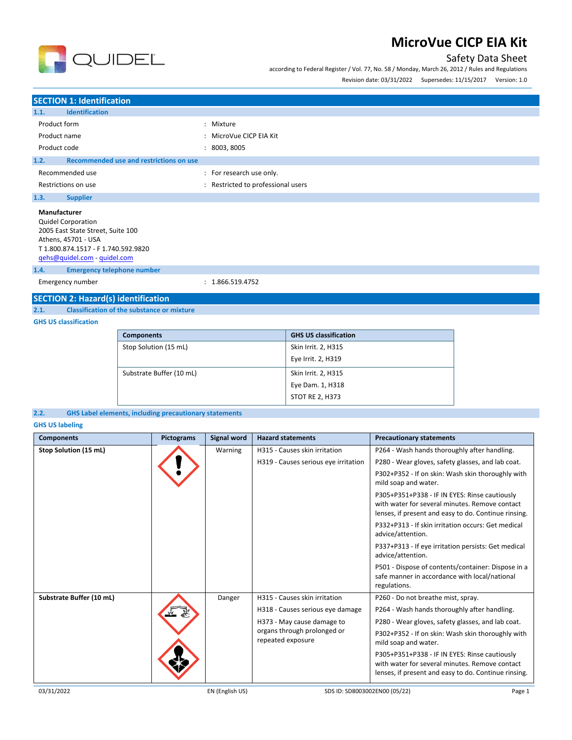# MicroVue CICP EIA Kit

Safety Data Sheet

according to Federal Register / Vol. 77, No. 58 / Monday, March 26, 2012 / Rules and Regulations

Revision date: 03/31/2022 Supersedes: 11/15/2017 Version: 1.0

## SECTION 1: Identification

### 1.1. Identification

| | |
|---|---|
| Product form | : Mixture |
| Product name | : MicroVue CICP EIA Kit |
| Product code | : 8003, 8005 |

### 1.2. Recommended use and restrictions on use

| | |
|---|---|
| Recommended use | : For research use only. |
| Restrictions on use | : Restricted to professional users |

### 1.3. Supplier

**Manufacturer**
Quidel Corporation
2005 East State Street, Suite 100
Athens, 45701 - USA
T 1.800.874.1517 - F 1.740.592.9820
qehs@quidel.com - quidel.com

### 1.4. Emergency telephone number

| | |
|---|---|
| Emergency number | : 1.866.519.4752 |

## SECTION 2: Hazard(s) identification

### 2.1. Classification of the substance or mixture

**GHS US classification**

| Components | GHS US classification |
|---|---|
| Stop Solution (15 mL) | Skin Irrit. 2, H315<br>Eye Irrit. 2, H319 |
| Substrate Buffer (10 mL) | Skin Irrit. 2, H315<br>Eye Dam. 1, H318<br>STOT RE 2, H373 |

### 2.2. GHS Label elements, including precautionary statements

**GHS US labeling**

| Components | Pictograms | Signal word | Hazard statements | Precautionary statements |
|---|---|---|---|---|
| **Stop Solution (15 mL)** | | Warning | H315 - Causes skin irritation<br>H319 - Causes serious eye irritation | P264 - Wash hands thoroughly after handling.<br>P280 - Wear gloves, safety glasses, and lab coat.<br>P302+P352 - If on skin: Wash skin thoroughly with mild soap and water.<br>P305+P351+P338 - IF IN EYES: Rinse cautiously with water for several minutes. Remove contact lenses, if present and easy to do. Continue rinsing.<br>P332+P313 - If skin irritation occurs: Get medical advice/attention.<br>P337+P313 - If eye irritation persists: Get medical advice/attention.<br>P501 - Dispose of contents/container: Dispose in a safe manner in accordance with local/national regulations. |
| **Substrate Buffer (10 mL)** | | Danger | H315 - Causes skin irritation<br>H318 - Causes serious eye damage<br>H373 - May cause damage to organs through prolonged or repeated exposure | P260 - Do not breathe mist, spray.<br>P264 - Wash hands thoroughly after handling.<br>P280 - Wear gloves, safety glasses, and lab coat.<br>P302+P352 - If on skin: Wash skin thoroughly with mild soap and water.<br>P305+P351+P338 - IF IN EYES: Rinse cautiously with water for several minutes. Remove contact lenses, if present and easy to do. Continue rinsing. |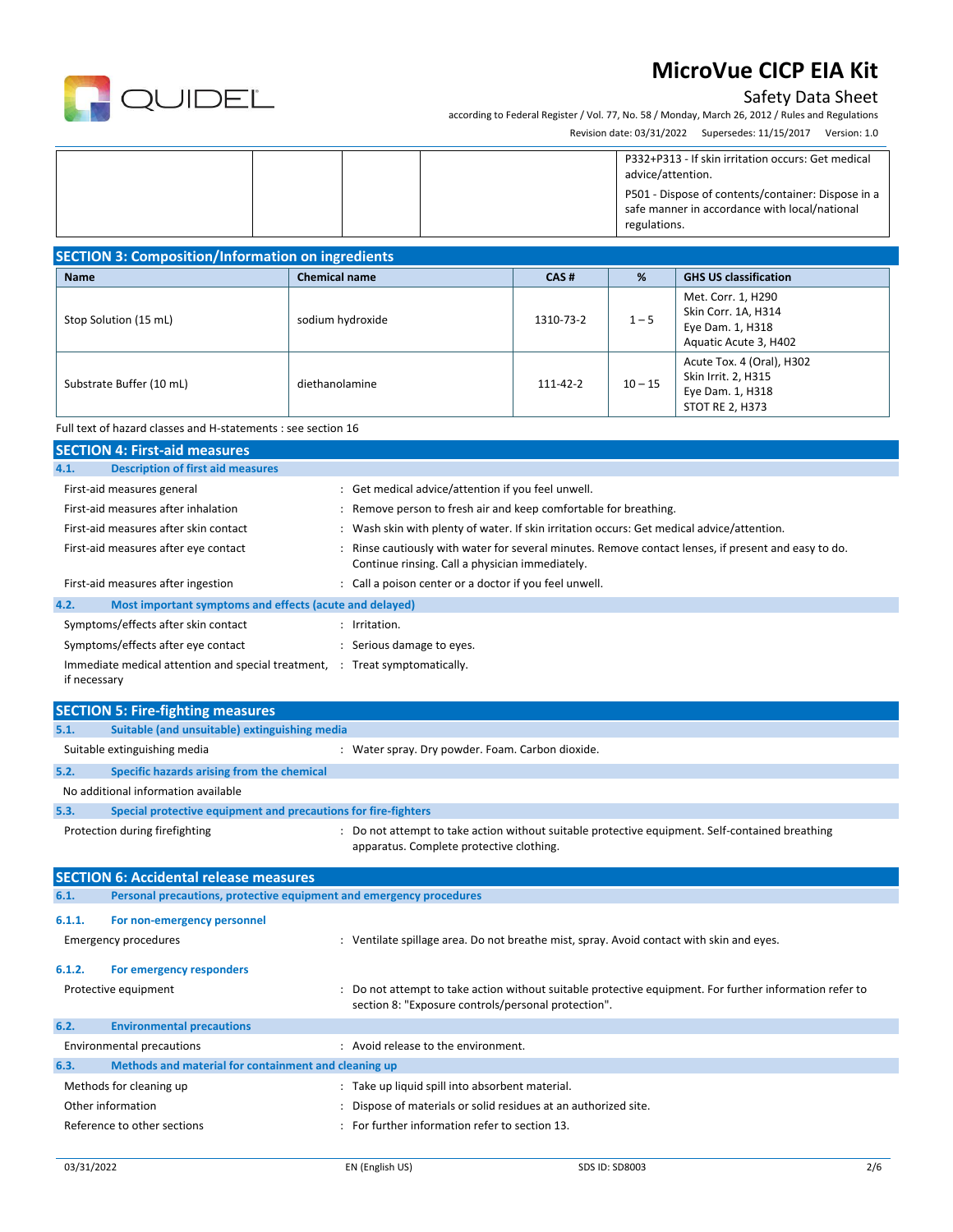| | | | | |
|---|---|---|---|---|
| | | | | P332+P313 - If skin irritation occurs: Get medical advice/attention.<br>P501 - Dispose of contents/container: Dispose in a safe manner in accordance with local/national regulations. |

## SECTION 3: Composition/Information on ingredients

| Name | Chemical name | CAS # | % | GHS US classification |
|---|---|---|---|---|
| Stop Solution (15 mL) | sodium hydroxide | 1310-73-2 | 1 – 5 | Met. Corr. 1, H290<br>Skin Corr. 1A, H314<br>Eye Dam. 1, H318<br>Aquatic Acute 3, H402 |
| Substrate Buffer (10 mL) | diethanolamine | 111-42-2 | 10 – 15 | Acute Tox. 4 (Oral), H302<br>Skin Irrit. 2, H315<br>Eye Dam. 1, H318<br>STOT RE 2, H373 |

Full text of hazard classes and H-statements : see section 16

## SECTION 4: First-aid measures

### 4.1. Description of first aid measures

First-aid measures general : Get medical advice/attention if you feel unwell.

First-aid measures after inhalation : Remove person to fresh air and keep comfortable for breathing.

First-aid measures after skin contact : Wash skin with plenty of water. If skin irritation occurs: Get medical advice/attention.

First-aid measures after eye contact : Rinse cautiously with water for several minutes. Remove contact lenses, if present and easy to do. Continue rinsing. Call a physician immediately.

First-aid measures after ingestion : Call a poison center or a doctor if you feel unwell.

### 4.2. Most important symptoms and effects (acute and delayed)

Symptoms/effects after skin contact : Irritation.

Symptoms/effects after eye contact : Serious damage to eyes.

Immediate medical attention and special treatment, if necessary : Treat symptomatically.

## SECTION 5: Fire-fighting measures

### 5.1. Suitable (and unsuitable) extinguishing media

Suitable extinguishing media : Water spray. Dry powder. Foam. Carbon dioxide.

### 5.2. Specific hazards arising from the chemical

No additional information available

### 5.3. Special protective equipment and precautions for fire-fighters

Protection during firefighting : Do not attempt to take action without suitable protective equipment. Self-contained breathing apparatus. Complete protective clothing.

## SECTION 6: Accidental release measures

### 6.1. Personal precautions, protective equipment and emergency procedures

#### 6.1.1. For non-emergency personnel

Emergency procedures : Ventilate spillage area. Do not breathe mist, spray. Avoid contact with skin and eyes.

#### 6.1.2. For emergency responders

Protective equipment : Do not attempt to take action without suitable protective equipment. For further information refer to section 8: "Exposure controls/personal protection".

### 6.2. Environmental precautions

Environmental precautions : Avoid release to the environment.

### 6.3. Methods and material for containment and cleaning up

Methods for cleaning up : Take up liquid spill into absorbent material.

Other information : Dispose of materials or solid residues at an authorized site.

Reference to other sections : For further information refer to section 13.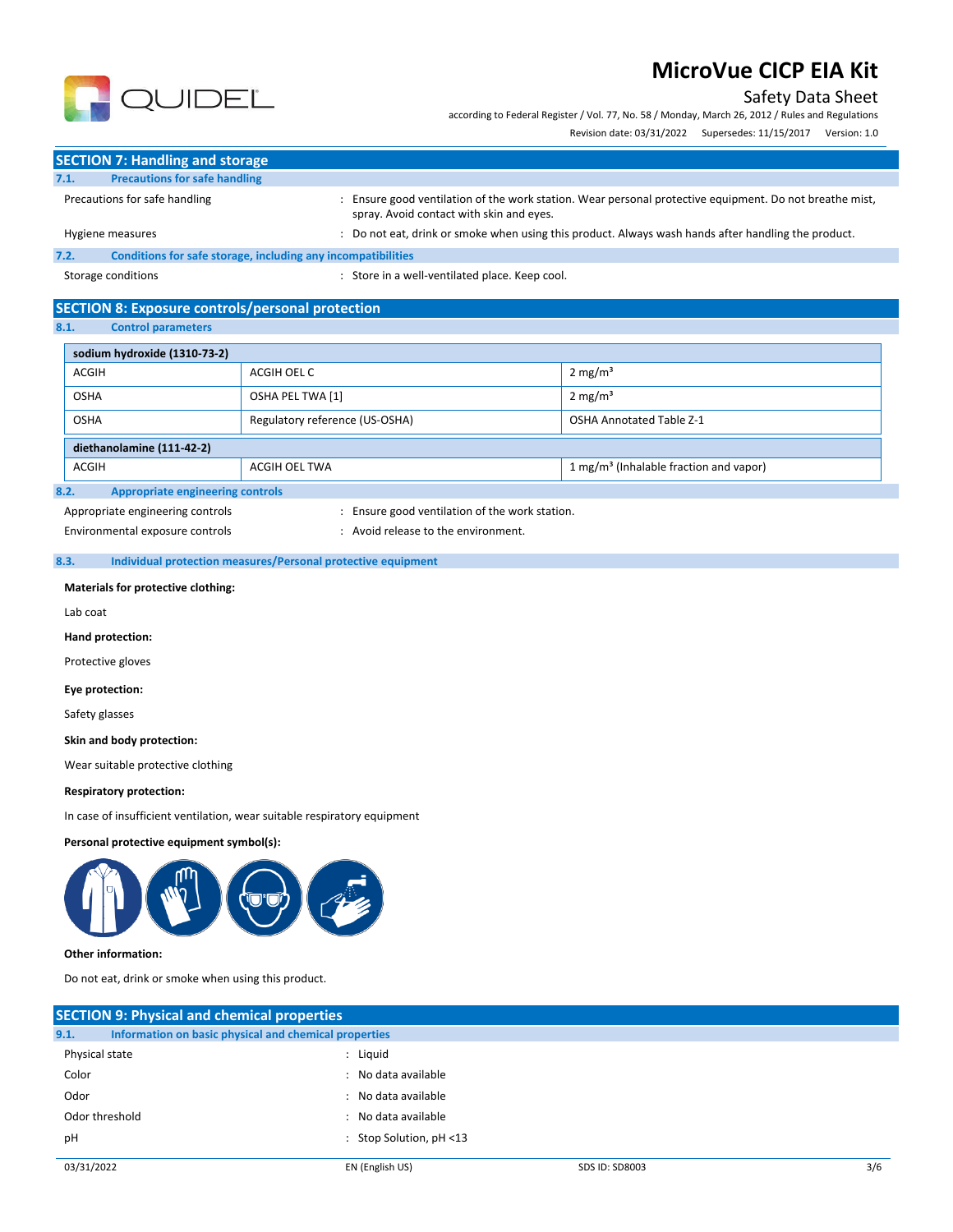## SECTION 7: Handling and storage

### 7.1. Precautions for safe handling

Precautions for safe handling : Ensure good ventilation of the work station. Wear personal protective equipment. Do not breathe mist, spray. Avoid contact with skin and eyes.

Hygiene measures : Do not eat, drink or smoke when using this product. Always wash hands after handling the product.

### 7.2. Conditions for safe storage, including any incompatibilities

Storage conditions : Store in a well-ventilated place. Keep cool.

## SECTION 8: Exposure controls/personal protection

### 8.1. Control parameters

| sodium hydroxide (1310-73-2) | | |
|---|---|---|
| ACGIH | ACGIH OEL C | 2 mg/m³ |
| OSHA | OSHA PEL TWA [1] | 2 mg/m³ |
| OSHA | Regulatory reference (US-OSHA) | OSHA Annotated Table Z-1 |

| diethanolamine (111-42-2) | | |
|---|---|---|
| ACGIH | ACGIH OEL TWA | 1 mg/m³ (Inhalable fraction and vapor) |

### 8.2. Appropriate engineering controls

Appropriate engineering controls : Ensure good ventilation of the work station.

Environmental exposure controls : Avoid release to the environment.

### 8.3. Individual protection measures/Personal protective equipment

**Materials for protective clothing:**

Lab coat

**Hand protection:**

Protective gloves

**Eye protection:**

Safety glasses

**Skin and body protection:**

Wear suitable protective clothing

**Respiratory protection:**

In case of insufficient ventilation, wear suitable respiratory equipment

**Personal protective equipment symbol(s):**

**Other information:**

Do not eat, drink or smoke when using this product.

## SECTION 9: Physical and chemical properties

### 9.1. Information on basic physical and chemical properties

Physical state : Liquid

Color : No data available

Odor : No data available

Odor threshold : No data available

pH : Stop Solution, pH <13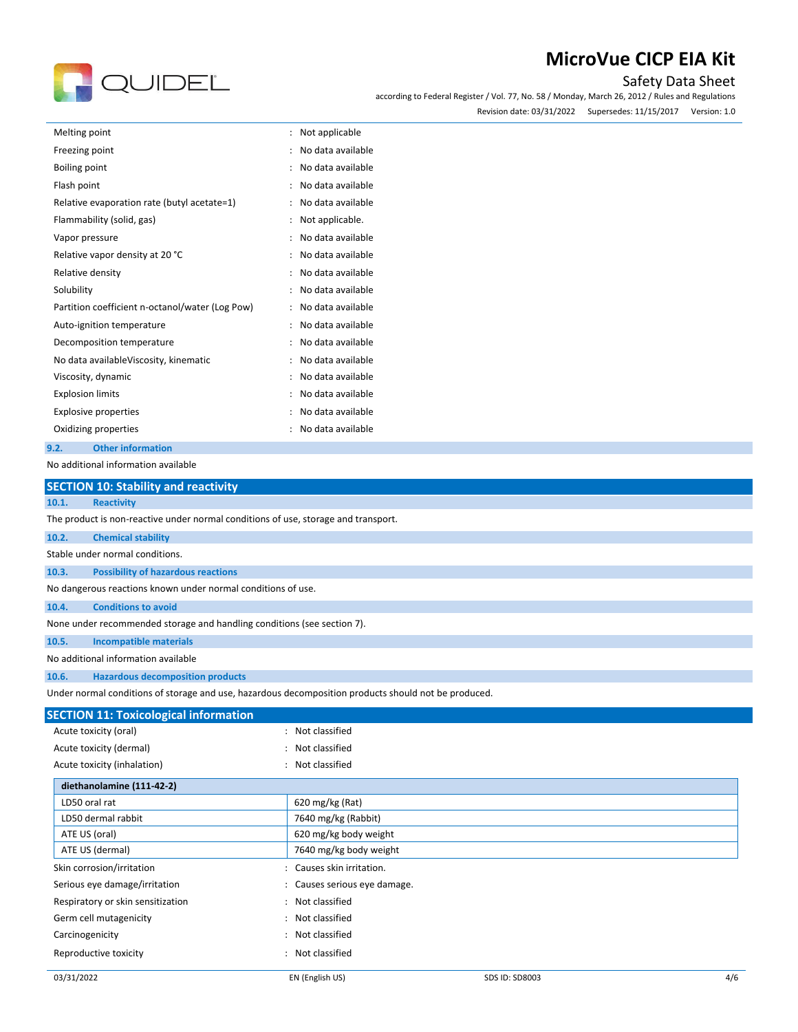| | | |
|---|---|---|
| Melting point | : | Not applicable |
| Freezing point | : | No data available |
| Boiling point | : | No data available |
| Flash point | : | No data available |
| Relative evaporation rate (butyl acetate=1) | : | No data available |
| Flammability (solid, gas) | : | Not applicable. |
| Vapor pressure | : | No data available |
| Relative vapor density at 20 °C | : | No data available |
| Relative density | : | No data available |
| Solubility | : | No data available |
| Partition coefficient n-octanol/water (Log Pow) | : | No data available |
| Auto-ignition temperature | : | No data available |
| Decomposition temperature | : | No data available |
| No data availableViscosity, kinematic | : | No data available |
| Viscosity, dynamic | : | No data available |
| Explosion limits | : | No data available |
| Explosive properties | : | No data available |
| Oxidizing properties | : | No data available |

### 9.2. Other information

No additional information available

## SECTION 10: Stability and reactivity

### 10.1. Reactivity

The product is non-reactive under normal conditions of use, storage and transport.

### 10.2. Chemical stability

Stable under normal conditions.

### 10.3. Possibility of hazardous reactions

No dangerous reactions known under normal conditions of use.

### 10.4. Conditions to avoid

None under recommended storage and handling conditions (see section 7).

### 10.5. Incompatible materials

No additional information available

### 10.6. Hazardous decomposition products

Under normal conditions of storage and use, hazardous decomposition products should not be produced.

## SECTION 11: Toxicological information

| | | |
|---|---|---|
| Acute toxicity (oral) | : | Not classified |
| Acute toxicity (dermal) | : | Not classified |
| Acute toxicity (inhalation) | : | Not classified |

| **diethanolamine (111-42-2)** | |
|---|---|
| LD50 oral rat | 620 mg/kg (Rat) |
| LD50 dermal rabbit | 7640 mg/kg (Rabbit) |
| ATE US (oral) | 620 mg/kg body weight |
| ATE US (dermal) | 7640 mg/kg body weight |

| | | |
|---|---|---|
| Skin corrosion/irritation | : | Causes skin irritation. |
| Serious eye damage/irritation | : | Causes serious eye damage. |
| Respiratory or skin sensitization | : | Not classified |
| Germ cell mutagenicity | : | Not classified |
| Carcinogenicity | : | Not classified |
| Reproductive toxicity | : | Not classified |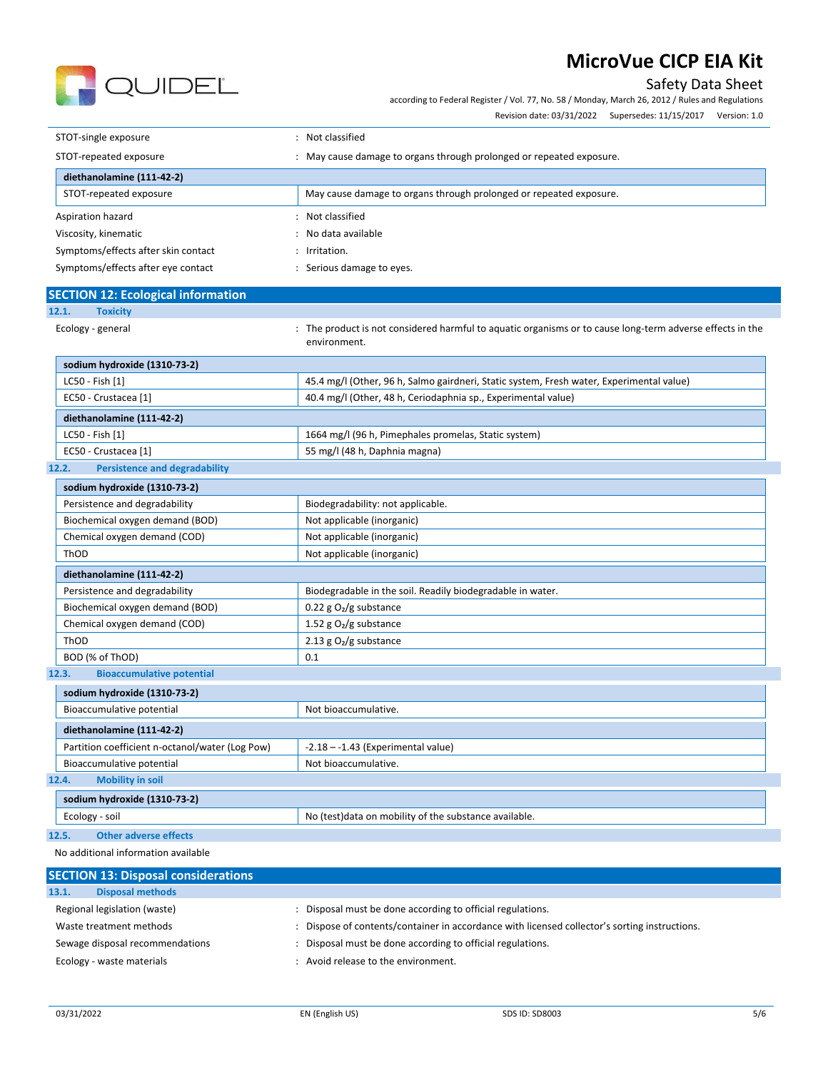STOT-single exposure : Not classified

STOT-repeated exposure : May cause damage to organs through prolonged or repeated exposure.

| diethanolamine (111-42-2) | |
|---|---|
| STOT-repeated exposure | May cause damage to organs through prolonged or repeated exposure. |

Aspiration hazard : Not classified

Viscosity, kinematic : No data available

Symptoms/effects after skin contact : Irritation.

Symptoms/effects after eye contact : Serious damage to eyes.

## SECTION 12: Ecological information

### 12.1. Toxicity

Ecology - general : The product is not considered harmful to aquatic organisms or to cause long-term adverse effects in the environment.

| sodium hydroxide (1310-73-2) | |
|---|---|
| LC50 - Fish [1] | 45.4 mg/l (Other, 96 h, Salmo gairdneri, Static system, Fresh water, Experimental value) |
| EC50 - Crustacea [1] | 40.4 mg/l (Other, 48 h, Ceriodaphnia sp., Experimental value) |

| diethanolamine (111-42-2) | |
|---|---|
| LC50 - Fish [1] | 1664 mg/l (96 h, Pimephales promelas, Static system) |
| EC50 - Crustacea [1] | 55 mg/l (48 h, Daphnia magna) |

### 12.2. Persistence and degradability

| sodium hydroxide (1310-73-2) | |
|---|---|
| Persistence and degradability | Biodegradability: not applicable. |
| Biochemical oxygen demand (BOD) | Not applicable (inorganic) |
| Chemical oxygen demand (COD) | Not applicable (inorganic) |
| ThOD | Not applicable (inorganic) |

| diethanolamine (111-42-2) | |
|---|---|
| Persistence and degradability | Biodegradable in the soil. Readily biodegradable in water. |
| Biochemical oxygen demand (BOD) | 0.22 g $O_2$/g substance |
| Chemical oxygen demand (COD) | 1.52 g $O_2$/g substance |
| ThOD | 2.13 g $O_2$/g substance |
| BOD (% of ThOD) | 0.1 |

### 12.3. Bioaccumulative potential

| sodium hydroxide (1310-73-2) | |
|---|---|
| Bioaccumulative potential | Not bioaccumulative. |

| diethanolamine (111-42-2) | |
|---|---|
| Partition coefficient n-octanol/water (Log Pow) | -2.18 – -1.43 (Experimental value) |
| Bioaccumulative potential | Not bioaccumulative. |

### 12.4. Mobility in soil

| sodium hydroxide (1310-73-2) | |
|---|---|
| Ecology - soil | No (test)data on mobility of the substance available. |

### 12.5. Other adverse effects

No additional information available

## SECTION 13: Disposal considerations

### 13.1. Disposal methods

Regional legislation (waste) : Disposal must be done according to official regulations.

Waste treatment methods : Dispose of contents/container in accordance with licensed collector's sorting instructions.

Sewage disposal recommendations : Disposal must be done according to official regulations.

Ecology - waste materials : Avoid release to the environment.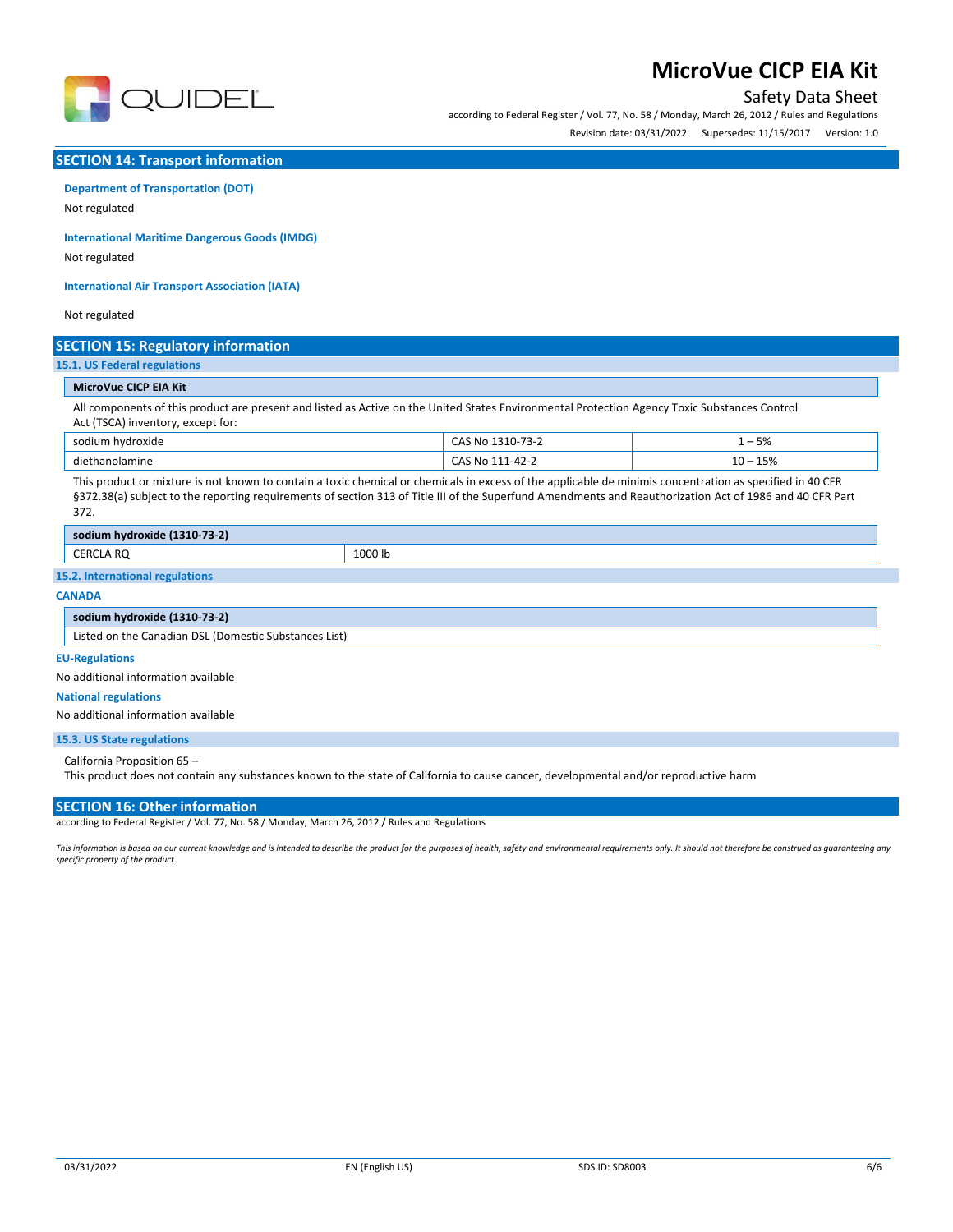## SECTION 14: Transport information

**Department of Transportation (DOT)**

Not regulated

**International Maritime Dangerous Goods (IMDG)**

Not regulated

**International Air Transport Association (IATA)**

Not regulated

## SECTION 15: Regulatory information

### 15.1. US Federal regulations

**MicroVue CICP EIA Kit**

All components of this product are present and listed as Active on the United States Environmental Protection Agency Toxic Substances Control Act (TSCA) inventory, except for:

| | | |
|---|---|---|
| sodium hydroxide | CAS No 1310-73-2 | 1 – 5% |
| diethanolamine | CAS No 111-42-2 | 10 – 15% |

This product or mixture is not known to contain a toxic chemical or chemicals in excess of the applicable de minimis concentration as specified in 40 CFR §372.38(a) subject to the reporting requirements of section 313 of Title III of the Superfund Amendments and Reauthorization Act of 1986 and 40 CFR Part 372.

| sodium hydroxide (1310-73-2) | |
|---|---|
| CERCLA RQ | 1000 lb |

### 15.2. International regulations

**CANADA**

| sodium hydroxide (1310-73-2) |
|---|
| Listed on the Canadian DSL (Domestic Substances List) |

**EU-Regulations**

No additional information available

**National regulations**

No additional information available

### 15.3. US State regulations

California Proposition 65 –
This product does not contain any substances known to the state of California to cause cancer, developmental and/or reproductive harm

## SECTION 16: Other information

according to Federal Register / Vol. 77, No. 58 / Monday, March 26, 2012 / Rules and Regulations

*This information is based on our current knowledge and is intended to describe the product for the purposes of health, safety and environmental requirements only. It should not therefore be construed as guaranteeing any specific property of the product.*